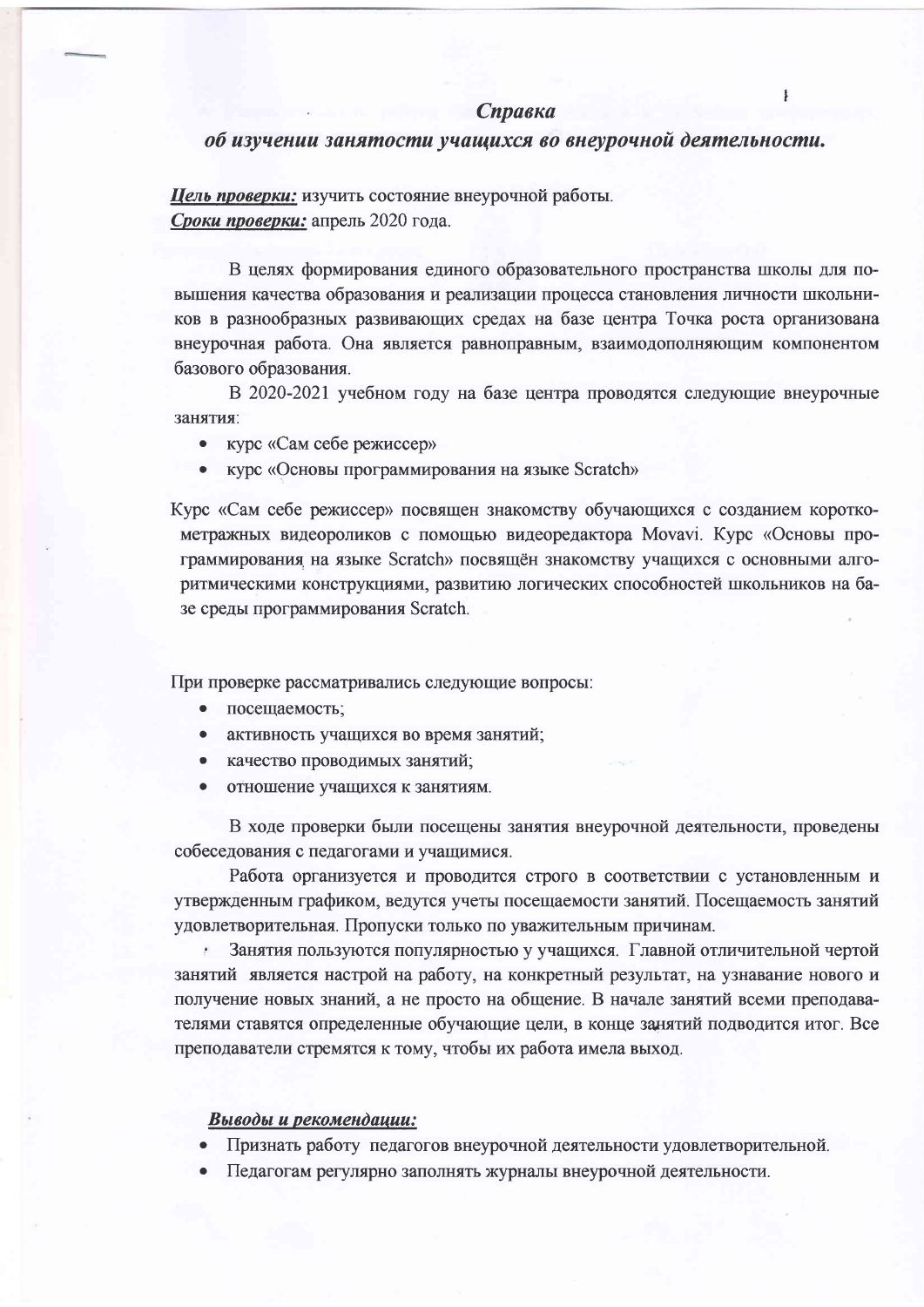## *Справка*
## *об изучении занятости учащихся во внеурочной деятельности.*

***Цель проверки:*** изучить состояние внеурочной работы.
***Сроки проверки:*** апрель 2020 года.

В целях формирования единого образовательного пространства школы для повышения качества образования и реализации процесса становления личности школьников в разнообразных развивающих средах на базе центра Точка роста организована внеурочная работа. Она является равноправным, взаимодополняющим компонентом базового образования.

В 2020-2021 учебном году на базе центра проводятся следующие внеурочные занятия:

- курс «Сам себе режиссер»
- курс «Основы программирования на языке Scratch»

Курс «Сам себе режиссер» посвящен знакомству обучающихся с созданием короткометражных видеороликов с помощью видеоредактора Movavi. Курс «Основы программирования на языке Scratch» посвящён знакомству учащихся с основными алгоритмическими конструкциями, развитию логических способностей школьников на базе среды программирования Scratch.

При проверке рассматривались следующие вопросы:

- посещаемость;
- активность учащихся во время занятий;
- качество проводимых занятий;
- отношение учащихся к занятиям.

В ходе проверки были посещены занятия внеурочной деятельности, проведены собеседования с педагогами и учащимися.

Работа организуется и проводится строго в соответствии с установленным и утвержденным графиком, ведутся учеты посещаемости занятий. Посещаемость занятий удовлетворительная. Пропуски только по уважительным причинам.

Занятия пользуются популярностью у учащихся. Главной отличительной чертой занятий является настрой на работу, на конкретный результат, на узнавание нового и получение новых знаний, а не просто на общение. В начале занятий всеми преподавателями ставятся определенные обучающие цели, в конце занятий подводится итог. Все преподаватели стремятся к тому, чтобы их работа имела выход.

***Выводы и рекомендации:***

- Признать работу педагогов внеурочной деятельности удовлетворительной.
- Педагогам регулярно заполнять журналы внеурочной деятельности.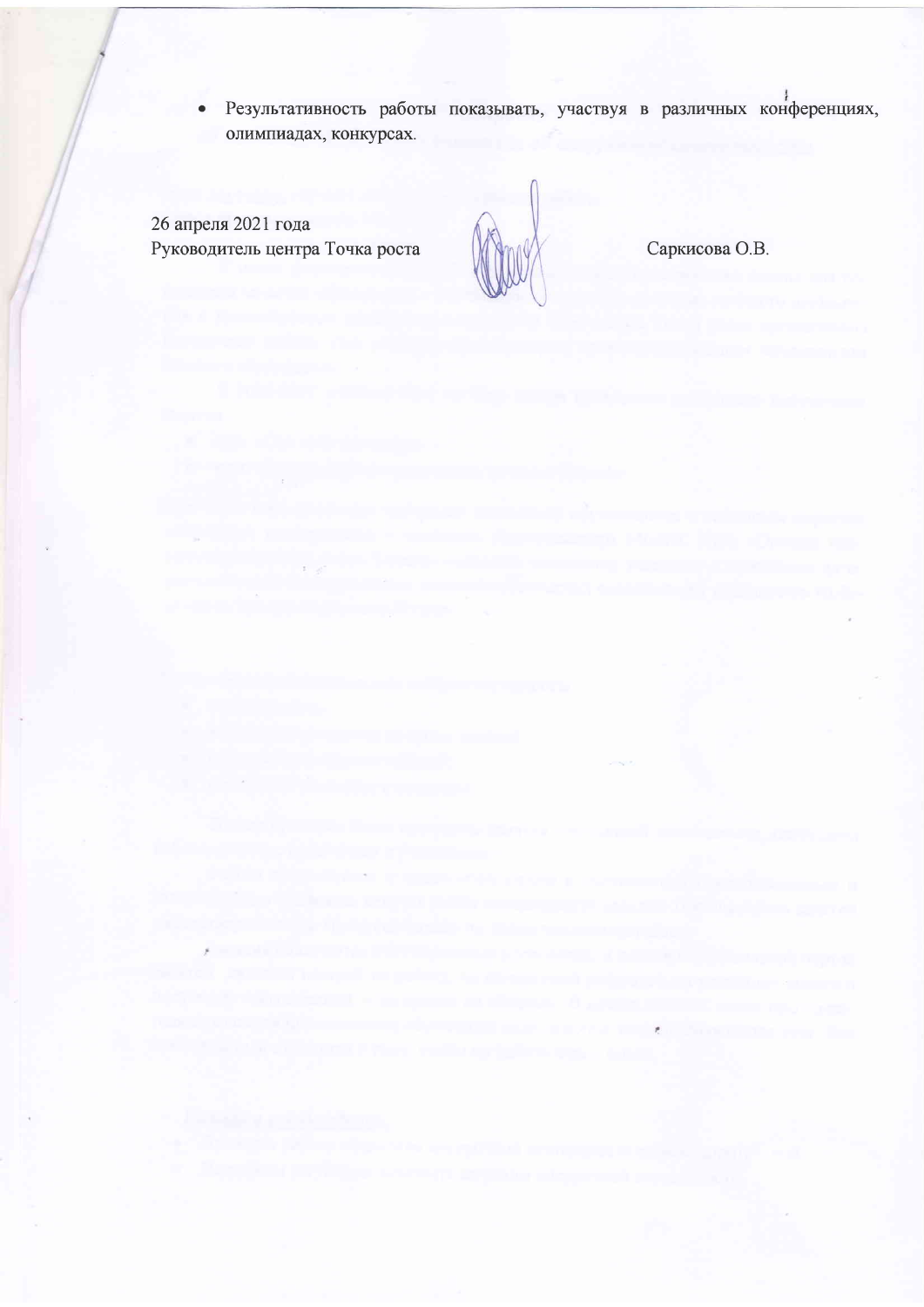- Результативность работы показывать, участвуя в различных конференциях, олимпиадах, конкурсах.

26 апреля 2021 года

Руководитель центра Точка роста Саркисова О.В.